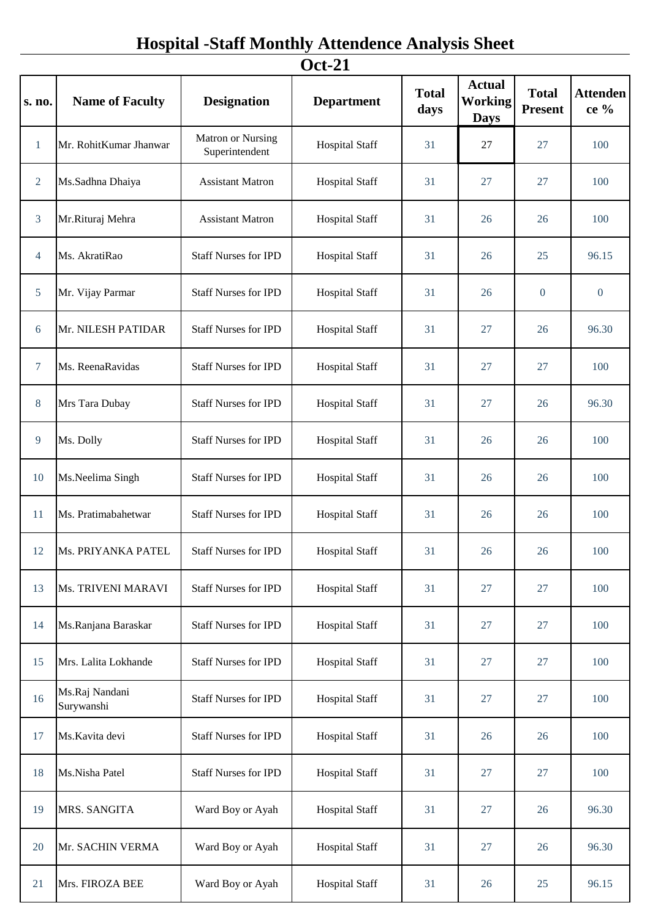# Hospital -Staff Monthly Attendence Analysis Sheet

## Oct-21

| s. no. | Name of Faculty | Designation | Department | Total days | Actual Working Days | Total Present | Attendence % |
|---|---|---|---|---|---|---|---|
| 1 | Mr. RohitKumar Jhanwar | Matron or Nursing Superintendent | Hospital Staff | 31 | 27 | 27 | 100 |
| 2 | Ms.Sadhna Dhaiya | Assistant Matron | Hospital Staff | 31 | 27 | 27 | 100 |
| 3 | Mr.Rituraj Mehra | Assistant Matron | Hospital Staff | 31 | 26 | 26 | 100 |
| 4 | Ms. AkratiRao | Staff Nurses for IPD | Hospital Staff | 31 | 26 | 25 | 96.15 |
| 5 | Mr. Vijay Parmar | Staff Nurses for IPD | Hospital Staff | 31 | 26 | 0 | 0 |
| 6 | Mr. NILESH PATIDAR | Staff Nurses for IPD | Hospital Staff | 31 | 27 | 26 | 96.30 |
| 7 | Ms. ReenaRavidas | Staff Nurses for IPD | Hospital Staff | 31 | 27 | 27 | 100 |
| 8 | Mrs Tara Dubay | Staff Nurses for IPD | Hospital Staff | 31 | 27 | 26 | 96.30 |
| 9 | Ms. Dolly | Staff Nurses for IPD | Hospital Staff | 31 | 26 | 26 | 100 |
| 10 | Ms.Neelima Singh | Staff Nurses for IPD | Hospital Staff | 31 | 26 | 26 | 100 |
| 11 | Ms. Pratimabahetwar | Staff Nurses for IPD | Hospital Staff | 31 | 26 | 26 | 100 |
| 12 | Ms. PRIYANKA PATEL | Staff Nurses for IPD | Hospital Staff | 31 | 26 | 26 | 100 |
| 13 | Ms. TRIVENI MARAVI | Staff Nurses for IPD | Hospital Staff | 31 | 27 | 27 | 100 |
| 14 | Ms.Ranjana Baraskar | Staff Nurses for IPD | Hospital Staff | 31 | 27 | 27 | 100 |
| 15 | Mrs. Lalita Lokhande | Staff Nurses for IPD | Hospital Staff | 31 | 27 | 27 | 100 |
| 16 | Ms.Raj Nandani Surywanshi | Staff Nurses for IPD | Hospital Staff | 31 | 27 | 27 | 100 |
| 17 | Ms.Kavita devi | Staff Nurses for IPD | Hospital Staff | 31 | 26 | 26 | 100 |
| 18 | Ms.Nisha Patel | Staff Nurses for IPD | Hospital Staff | 31 | 27 | 27 | 100 |
| 19 | MRS. SANGITA | Ward Boy or Ayah | Hospital Staff | 31 | 27 | 26 | 96.30 |
| 20 | Mr. SACHIN VERMA | Ward Boy or Ayah | Hospital Staff | 31 | 27 | 26 | 96.30 |
| 21 | Mrs. FIROZA BEE | Ward Boy or Ayah | Hospital Staff | 31 | 26 | 25 | 96.15 |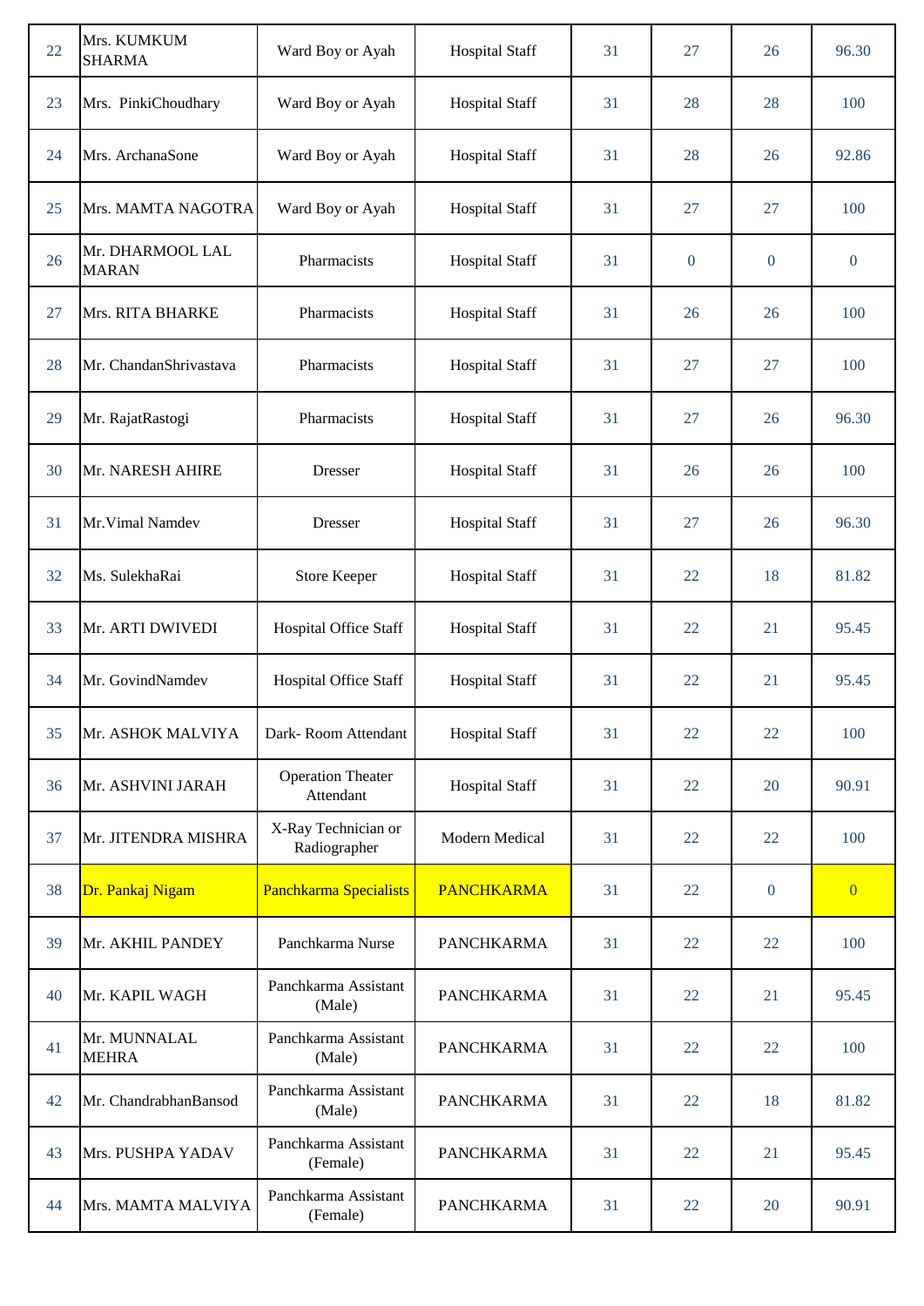| 22 | Mrs. KUMKUM SHARMA | Ward Boy or Ayah | Hospital Staff | 31 | 27 | 26 | 96.30 |
|---|---|---|---|---|---|---|---|
| 23 | Mrs. PinkiChoudhary | Ward Boy or Ayah | Hospital Staff | 31 | 28 | 28 | 100 |
| 24 | Mrs. ArchanaSone | Ward Boy or Ayah | Hospital Staff | 31 | 28 | 26 | 92.86 |
| 25 | Mrs. MAMTA NAGOTRA | Ward Boy or Ayah | Hospital Staff | 31 | 27 | 27 | 100 |
| 26 | Mr. DHARMOOL LAL MARAN | Pharmacists | Hospital Staff | 31 | 0 | 0 | 0 |
| 27 | Mrs. RITA BHARKE | Pharmacists | Hospital Staff | 31 | 26 | 26 | 100 |
| 28 | Mr. ChandanShrivastava | Pharmacists | Hospital Staff | 31 | 27 | 27 | 100 |
| 29 | Mr. RajatRastogi | Pharmacists | Hospital Staff | 31 | 27 | 26 | 96.30 |
| 30 | Mr. NARESH AHIRE | Dresser | Hospital Staff | 31 | 26 | 26 | 100 |
| 31 | Mr.Vimal Namdev | Dresser | Hospital Staff | 31 | 27 | 26 | 96.30 |
| 32 | Ms. SulekhaRai | Store Keeper | Hospital Staff | 31 | 22 | 18 | 81.82 |
| 33 | Mr. ARTI DWIVEDI | Hospital Office Staff | Hospital Staff | 31 | 22 | 21 | 95.45 |
| 34 | Mr. GovindNamdev | Hospital Office Staff | Hospital Staff | 31 | 22 | 21 | 95.45 |
| 35 | Mr. ASHOK MALVIYA | Dark- Room Attendant | Hospital Staff | 31 | 22 | 22 | 100 |
| 36 | Mr. ASHVINI JARAH | Operation Theater Attendant | Hospital Staff | 31 | 22 | 20 | 90.91 |
| 37 | Mr. JITENDRA MISHRA | X-Ray Technician or Radiographer | Modern Medical | 31 | 22 | 22 | 100 |
| 38 | Dr. Pankaj Nigam | Panchkarma Specialists | PANCHKARMA | 31 | 22 | 0 | 0 |
| 39 | Mr. AKHIL PANDEY | Panchkarma Nurse | PANCHKARMA | 31 | 22 | 22 | 100 |
| 40 | Mr. KAPIL WAGH | Panchkarma Assistant (Male) | PANCHKARMA | 31 | 22 | 21 | 95.45 |
| 41 | Mr. MUNNALAL MEHRA | Panchkarma Assistant (Male) | PANCHKARMA | 31 | 22 | 22 | 100 |
| 42 | Mr. ChandrabhanBansod | Panchkarma Assistant (Male) | PANCHKARMA | 31 | 22 | 18 | 81.82 |
| 43 | Mrs. PUSHPA YADAV | Panchkarma Assistant (Female) | PANCHKARMA | 31 | 22 | 21 | 95.45 |
| 44 | Mrs. MAMTA MALVIYA | Panchkarma Assistant (Female) | PANCHKARMA | 31 | 22 | 20 | 90.91 |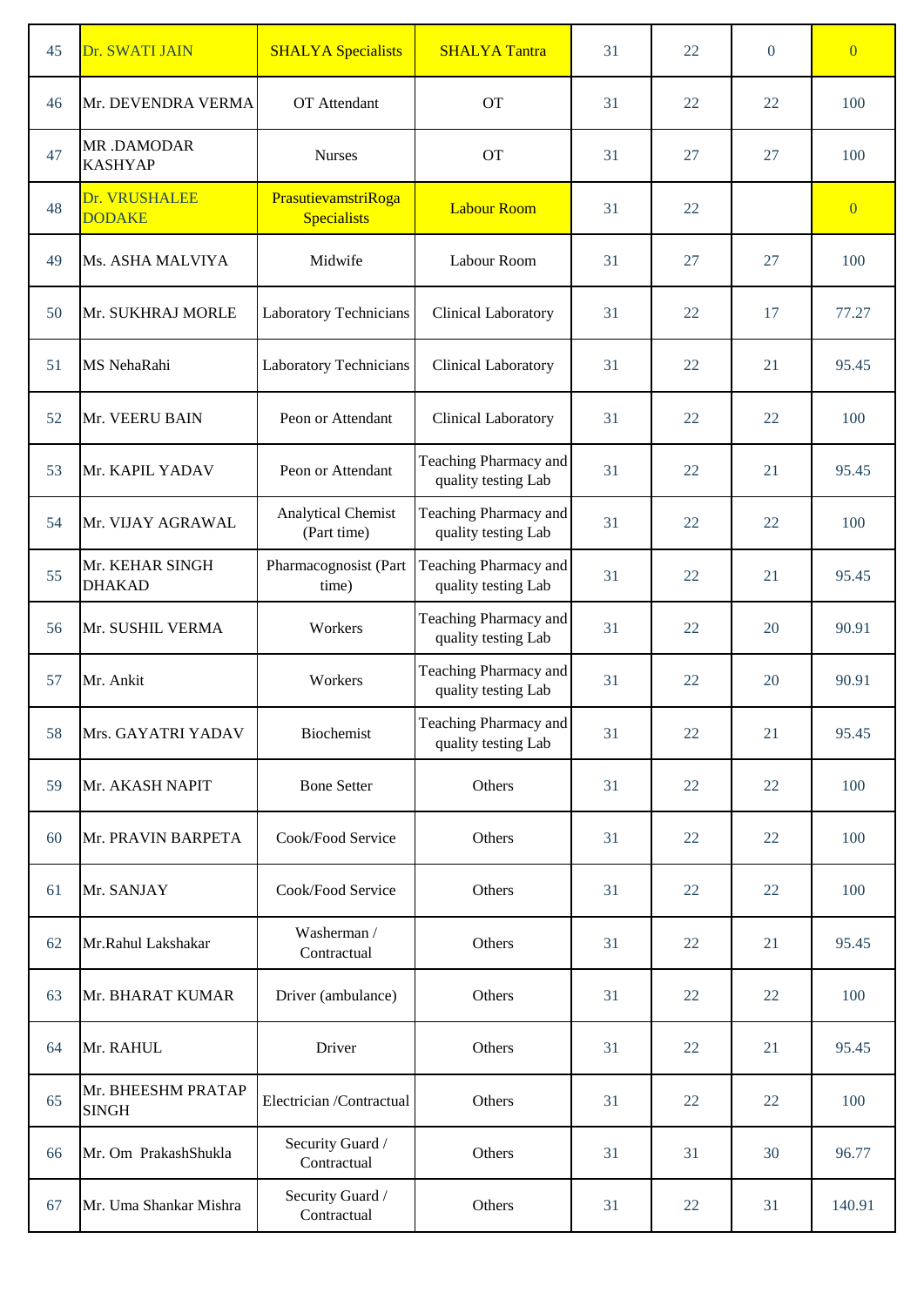| 45 | Dr. SWATI JAIN | SHALYA Specialists | SHALYA Tantra | 31 | 22 | 0 | 0 |
|---|---|---|---|---|---|---|---|
| 46 | Mr. DEVENDRA VERMA | OT Attendant | OT | 31 | 22 | 22 | 100 |
| 47 | MR .DAMODAR KASHYAP | Nurses | OT | 31 | 27 | 27 | 100 |
| 48 | Dr. VRUSHALEE DODAKE | PrasutievamstriRoga Specialists | Labour Room | 31 | 22 | | 0 |
| 49 | Ms. ASHA MALVIYA | Midwife | Labour Room | 31 | 27 | 27 | 100 |
| 50 | Mr. SUKHRAJ MORLE | Laboratory Technicians | Clinical Laboratory | 31 | 22 | 17 | 77.27 |
| 51 | MS NehaRahi | Laboratory Technicians | Clinical Laboratory | 31 | 22 | 21 | 95.45 |
| 52 | Mr. VEERU BAIN | Peon or Attendant | Clinical Laboratory | 31 | 22 | 22 | 100 |
| 53 | Mr. KAPIL YADAV | Peon or Attendant | Teaching Pharmacy and quality testing Lab | 31 | 22 | 21 | 95.45 |
| 54 | Mr. VIJAY AGRAWAL | Analytical Chemist (Part time) | Teaching Pharmacy and quality testing Lab | 31 | 22 | 22 | 100 |
| 55 | Mr. KEHAR SINGH DHAKAD | Pharmacognosist (Part time) | Teaching Pharmacy and quality testing Lab | 31 | 22 | 21 | 95.45 |
| 56 | Mr. SUSHIL VERMA | Workers | Teaching Pharmacy and quality testing Lab | 31 | 22 | 20 | 90.91 |
| 57 | Mr. Ankit | Workers | Teaching Pharmacy and quality testing Lab | 31 | 22 | 20 | 90.91 |
| 58 | Mrs. GAYATRI YADAV | Biochemist | Teaching Pharmacy and quality testing Lab | 31 | 22 | 21 | 95.45 |
| 59 | Mr. AKASH NAPIT | Bone Setter | Others | 31 | 22 | 22 | 100 |
| 60 | Mr. PRAVIN BARPETA | Cook/Food Service | Others | 31 | 22 | 22 | 100 |
| 61 | Mr. SANJAY | Cook/Food Service | Others | 31 | 22 | 22 | 100 |
| 62 | Mr.Rahul Lakshakar | Washerman / Contractual | Others | 31 | 22 | 21 | 95.45 |
| 63 | Mr. BHARAT KUMAR | Driver (ambulance) | Others | 31 | 22 | 22 | 100 |
| 64 | Mr. RAHUL | Driver | Others | 31 | 22 | 21 | 95.45 |
| 65 | Mr. BHEESHM PRATAP SINGH | Electrician /Contractual | Others | 31 | 22 | 22 | 100 |
| 66 | Mr. Om PrakashShukla | Security Guard / Contractual | Others | 31 | 31 | 30 | 96.77 |
| 67 | Mr. Uma Shankar Mishra | Security Guard / Contractual | Others | 31 | 22 | 31 | 140.91 |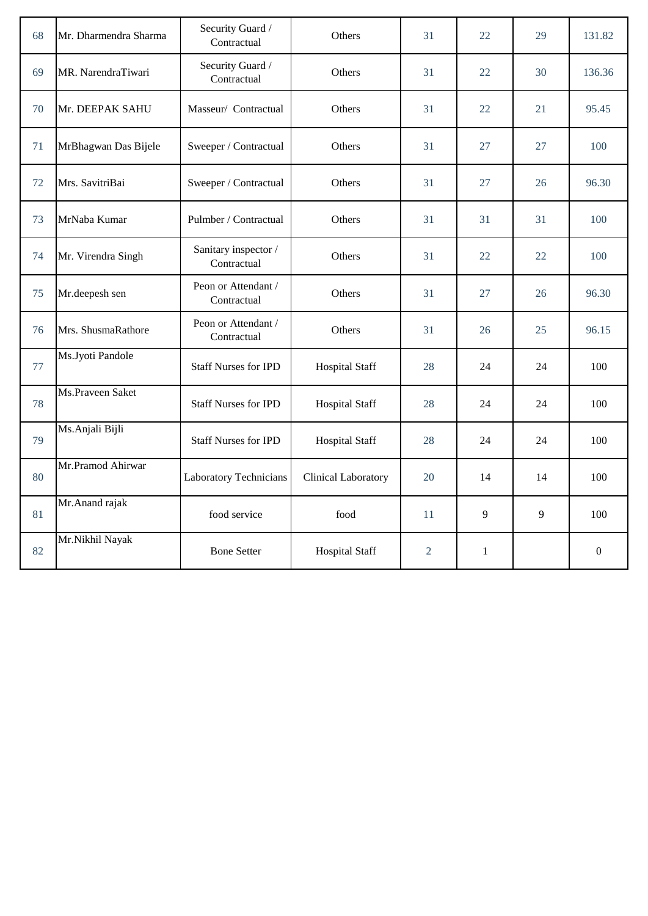| | | | | | | | |
|---|---|---|---|---|---|---|---|
| 68 | Mr. Dharmendra Sharma | Security Guard / Contractual | Others | 31 | 22 | 29 | 131.82 |
| 69 | MR. NarendraTiwari | Security Guard / Contractual | Others | 31 | 22 | 30 | 136.36 |
| 70 | Mr. DEEPAK SAHU | Masseur/ Contractual | Others | 31 | 22 | 21 | 95.45 |
| 71 | MrBhagwan Das Bijele | Sweeper / Contractual | Others | 31 | 27 | 27 | 100 |
| 72 | Mrs. SavitriBai | Sweeper / Contractual | Others | 31 | 27 | 26 | 96.30 |
| 73 | MrNaba Kumar | Pulmber / Contractual | Others | 31 | 31 | 31 | 100 |
| 74 | Mr. Virendra Singh | Sanitary inspector / Contractual | Others | 31 | 22 | 22 | 100 |
| 75 | Mr.deepesh sen | Peon or Attendant / Contractual | Others | 31 | 27 | 26 | 96.30 |
| 76 | Mrs. ShusmaRathore | Peon or Attendant / Contractual | Others | 31 | 26 | 25 | 96.15 |
| 77 | Ms.Jyoti Pandole | Staff Nurses for IPD | Hospital Staff | 28 | 24 | 24 | 100 |
| 78 | Ms.Praveen Saket | Staff Nurses for IPD | Hospital Staff | 28 | 24 | 24 | 100 |
| 79 | Ms.Anjali Bijli | Staff Nurses for IPD | Hospital Staff | 28 | 24 | 24 | 100 |
| 80 | Mr.Pramod Ahirwar | Laboratory Technicians | Clinical Laboratory | 20 | 14 | 14 | 100 |
| 81 | Mr.Anand rajak | food service | food | 11 | 9 | 9 | 100 |
| 82 | Mr.Nikhil Nayak | Bone Setter | Hospital Staff | 2 | 1 | | 0 |